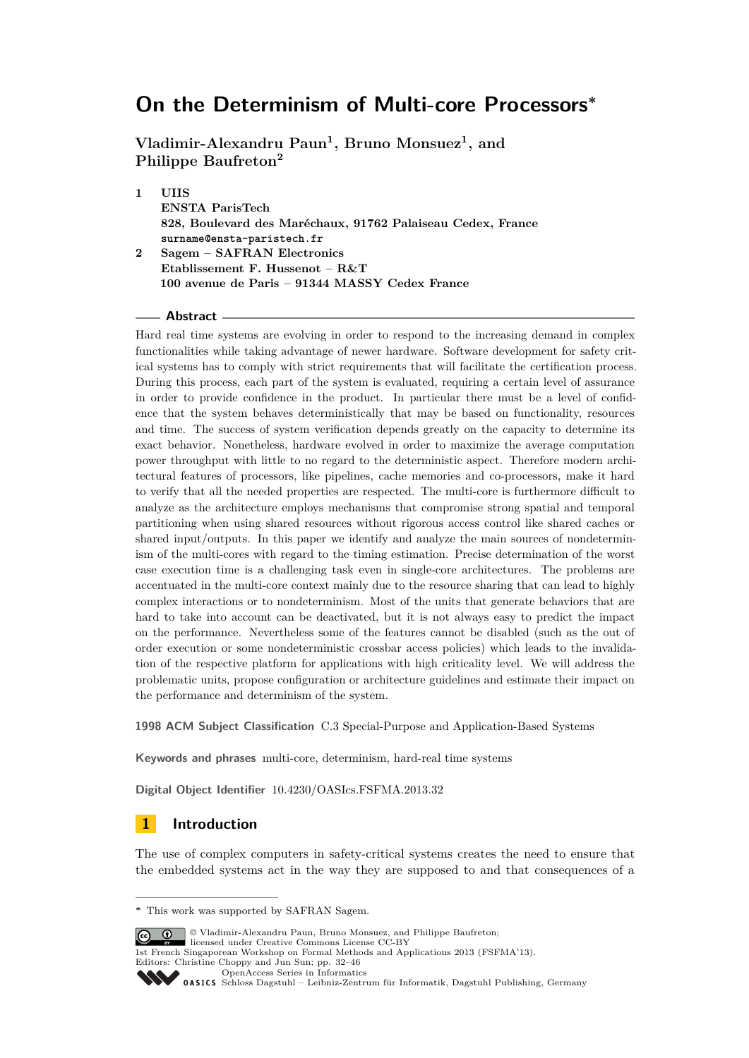# On the Determinism of Multi-core Processors*

**Vladimir-Alexandru Paun[1], Bruno Monsuez[1], and Philippe Baufreton[2]**

1 **UIIS**
**ENSTA ParisTech**
**828, Boulevard des Maréchaux, 91762 Palaiseau Cedex, France**
**surname@ensta-paristech.fr**

2 **Sagem – SAFRAN Electronics**
**Etablissement F. Hussenot – R&T**
**100 avenue de Paris – 91344 MASSY Cedex France**

## Abstract

Hard real time systems are evolving in order to respond to the increasing demand in complex functionalities while taking advantage of newer hardware. Software development for safety critical systems has to comply with strict requirements that will facilitate the certification process. During this process, each part of the system is evaluated, requiring a certain level of assurance in order to provide confidence in the product. In particular there must be a level of confidence that the system behaves deterministically that may be based on functionality, resources and time. The success of system verification depends greatly on the capacity to determine its exact behavior. Nonetheless, hardware evolved in order to maximize the average computation power throughput with little to no regard to the deterministic aspect. Therefore modern architectural features of processors, like pipelines, cache memories and co-processors, make it hard to verify that all the needed properties are respected. The multi-core is furthermore difficult to analyze as the architecture employs mechanisms that compromise strong spatial and temporal partitioning when using shared resources without rigorous access control like shared caches or shared input/outputs. In this paper we identify and analyze the main sources of nondeterminism of the multi-cores with regard to the timing estimation. Precise determination of the worst case execution time is a challenging task even in single-core architectures. The problems are accentuated in the multi-core context mainly due to the resource sharing that can lead to highly complex interactions or to nondeterminism. Most of the units that generate behaviors that are hard to take into account can be deactivated, but it is not always easy to predict the impact on the performance. Nevertheless some of the features cannot be disabled (such as the out of order execution or some nondeterministic crossbar access policies) which leads to the invalidation of the respective platform for applications with high criticality level. We will address the problematic units, propose configuration or architecture guidelines and estimate their impact on the performance and determinism of the system.

**1998 ACM Subject Classification** C.3 Special-Purpose and Application-Based Systems

**Keywords and phrases** multi-core, determinism, hard-real time systems

**Digital Object Identifier** 10.4230/OASIcs.FSFMA.2013.32

## 1 Introduction

The use of complex computers in safety-critical systems creates the need to ensure that the embedded systems act in the way they are supposed to and that consequences of a

---

* This work was supported by SAFRAN Sagem.

© Vladimir-Alexandru Paun, Bruno Monsuez, and Philippe Baufreton; licensed under Creative Commons License CC-BY
1st French Singaporean Workshop on Formal Methods and Applications 2013 (FSFMA'13).
Editors: Christine Choppy and Jun Sun; pp. 32–46
OpenAccess Series in Informatics
Schloss Dagstuhl – Leibniz-Zentrum für Informatik, Dagstuhl Publishing, Germany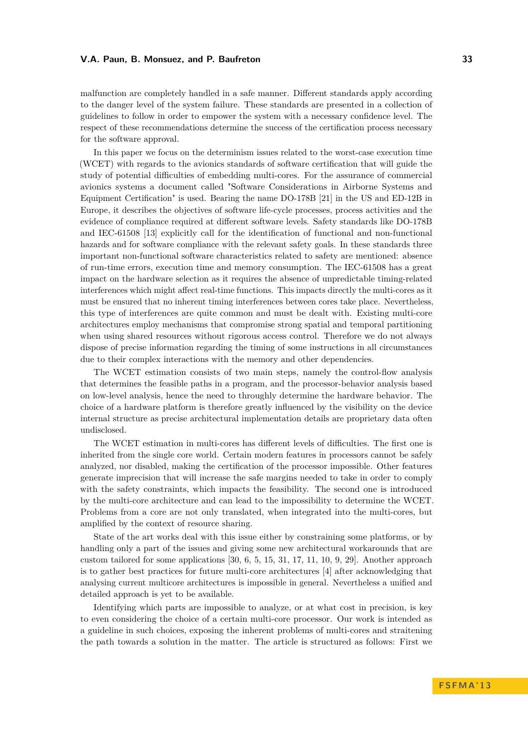malfunction are completely handled in a safe manner. Different standards apply according to the danger level of the system failure. These standards are presented in a collection of guidelines to follow in order to empower the system with a necessary confidence level. The respect of these recommendations determine the success of the certification process necessary for the software approval.

In this paper we focus on the determinism issues related to the worst-case execution time (WCET) with regards to the avionics standards of software certification that will guide the study of potential difficulties of embedding multi-cores. For the assurance of commercial avionics systems a document called "Software Considerations in Airborne Systems and Equipment Certification" is used. Bearing the name DO-178B [21] in the US and ED-12B in Europe, it describes the objectives of software life-cycle processes, process activities and the evidence of compliance required at different software levels. Safety standards like DO-178B and IEC-61508 [13] explicitly call for the identification of functional and non-functional hazards and for software compliance with the relevant safety goals. In these standards three important non-functional software characteristics related to safety are mentioned: absence of run-time errors, execution time and memory consumption. The IEC-61508 has a great impact on the hardware selection as it requires the absence of unpredictable timing-related interferences which might affect real-time functions. This impacts directly the multi-cores as it must be ensured that no inherent timing interferences between cores take place. Nevertheless, this type of interferences are quite common and must be dealt with. Existing multi-core architectures employ mechanisms that compromise strong spatial and temporal partitioning when using shared resources without rigorous access control. Therefore we do not always dispose of precise information regarding the timing of some instructions in all circumstances due to their complex interactions with the memory and other dependencies.

The WCET estimation consists of two main steps, namely the control-flow analysis that determines the feasible paths in a program, and the processor-behavior analysis based on low-level analysis, hence the need to throughly determine the hardware behavior. The choice of a hardware platform is therefore greatly influenced by the visibility on the device internal structure as precise architectural implementation details are proprietary data often undisclosed.

The WCET estimation in multi-cores has different levels of difficulties. The first one is inherited from the single core world. Certain modern features in processors cannot be safely analyzed, nor disabled, making the certification of the processor impossible. Other features generate imprecision that will increase the safe margins needed to take in order to comply with the safety constraints, which impacts the feasibility. The second one is introduced by the multi-core architecture and can lead to the impossibility to determine the WCET. Problems from a core are not only translated, when integrated into the multi-cores, but amplified by the context of resource sharing.

State of the art works deal with this issue either by constraining some platforms, or by handling only a part of the issues and giving some new architectural workarounds that are custom tailored for some applications [30, 6, 5, 15, 31, 17, 11, 10, 9, 29]. Another approach is to gather best practices for future multi-core architectures [4] after acknowledging that analysing current multicore architectures is impossible in general. Nevertheless a unified and detailed approach is yet to be available.

Identifying which parts are impossible to analyze, or at what cost in precision, is key to even considering the choice of a certain multi-core processor. Our work is intended as a guideline in such choices, exposing the inherent problems of multi-cores and straitening the path towards a solution in the matter. The article is structured as follows: First we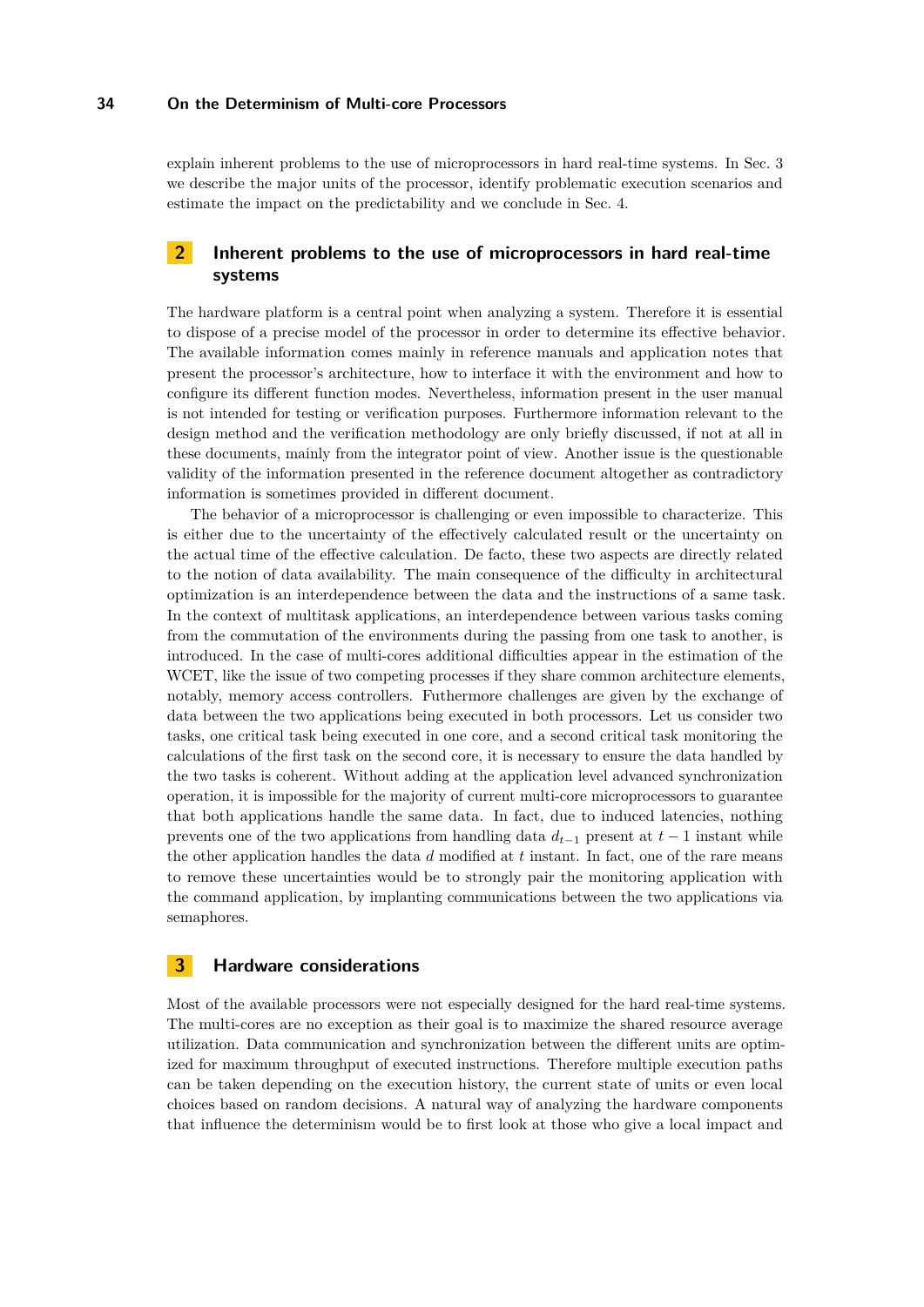explain inherent problems to the use of microprocessors in hard real-time systems. In Sec. 3 we describe the major units of the processor, identify problematic execution scenarios and estimate the impact on the predictability and we conclude in Sec. 4.

## 2 Inherent problems to the use of microprocessors in hard real-time systems

The hardware platform is a central point when analyzing a system. Therefore it is essential to dispose of a precise model of the processor in order to determine its effective behavior. The available information comes mainly in reference manuals and application notes that present the processor's architecture, how to interface it with the environment and how to configure its different function modes. Nevertheless, information present in the user manual is not intended for testing or verification purposes. Furthermore information relevant to the design method and the verification methodology are only briefly discussed, if not at all in these documents, mainly from the integrator point of view. Another issue is the questionable validity of the information presented in the reference document altogether as contradictory information is sometimes provided in different document.

The behavior of a microprocessor is challenging or even impossible to characterize. This is either due to the uncertainty of the effectively calculated result or the uncertainty on the actual time of the effective calculation. De facto, these two aspects are directly related to the notion of data availability. The main consequence of the difficulty in architectural optimization is an interdependence between the data and the instructions of a same task. In the context of multitask applications, an interdependence between various tasks coming from the commutation of the environments during the passing from one task to another, is introduced. In the case of multi-cores additional difficulties appear in the estimation of the WCET, like the issue of two competing processes if they share common architecture elements, notably, memory access controllers. Futhermore challenges are given by the exchange of data between the two applications being executed in both processors. Let us consider two tasks, one critical task being executed in one core, and a second critical task monitoring the calculations of the first task on the second core, it is necessary to ensure the data handled by the two tasks is coherent. Without adding at the application level advanced synchronization operation, it is impossible for the majority of current multi-core microprocessors to guarantee that both applications handle the same data. In fact, due to induced latencies, nothing prevents one of the two applications from handling data $d_{t-1}$ present at $t-1$ instant while the other application handles the data $d$ modified at $t$ instant. In fact, one of the rare means to remove these uncertainties would be to strongly pair the monitoring application with the command application, by implanting communications between the two applications via semaphores.

## 3 Hardware considerations

Most of the available processors were not especially designed for the hard real-time systems. The multi-cores are no exception as their goal is to maximize the shared resource average utilization. Data communication and synchronization between the different units are optimized for maximum throughput of executed instructions. Therefore multiple execution paths can be taken depending on the execution history, the current state of units or even local choices based on random decisions. A natural way of analyzing the hardware components that influence the determinism would be to first look at those who give a local impact and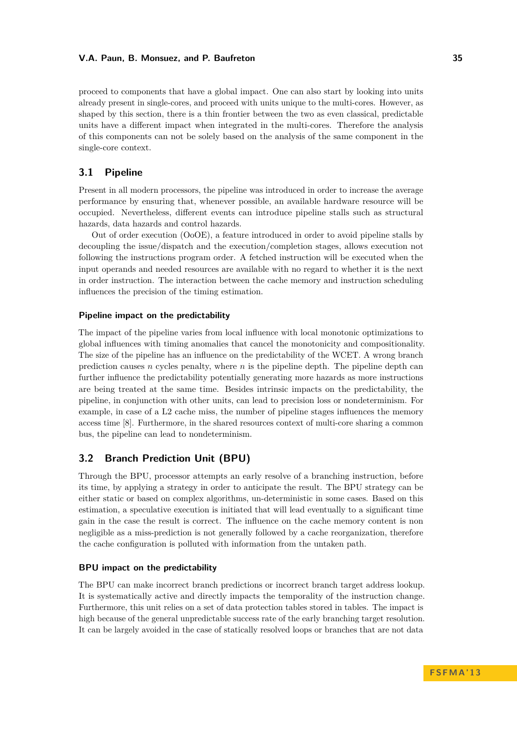proceed to components that have a global impact. One can also start by looking into units already present in single-cores, and proceed with units unique to the multi-cores. However, as shaped by this section, there is a thin frontier between the two as even classical, predictable units have a different impact when integrated in the multi-cores. Therefore the analysis of this components can not be solely based on the analysis of the same component in the single-core context.

## 3.1 Pipeline

Present in all modern processors, the pipeline was introduced in order to increase the average performance by ensuring that, whenever possible, an available hardware resource will be occupied. Nevertheless, different events can introduce pipeline stalls such as structural hazards, data hazards and control hazards.

Out of order execution (OoOE), a feature introduced in order to avoid pipeline stalls by decoupling the issue/dispatch and the execution/completion stages, allows execution not following the instructions program order. A fetched instruction will be executed when the input operands and needed resources are available with no regard to whether it is the next in order instruction. The interaction between the cache memory and instruction scheduling influences the precision of the timing estimation.

### Pipeline impact on the predictability

The impact of the pipeline varies from local influence with local monotonic optimizations to global influences with timing anomalies that cancel the monotonicity and compositionality. The size of the pipeline has an influence on the predictability of the WCET. A wrong branch prediction causes $n$ cycles penalty, where $n$ is the pipeline depth. The pipeline depth can further influence the predictability potentially generating more hazards as more instructions are being treated at the same time. Besides intrinsic impacts on the predictability, the pipeline, in conjunction with other units, can lead to precision loss or nondeterminism. For example, in case of a L2 cache miss, the number of pipeline stages influences the memory access time [8]. Furthermore, in the shared resources context of multi-core sharing a common bus, the pipeline can lead to nondeterminism.

## 3.2 Branch Prediction Unit (BPU)

Through the BPU, processor attempts an early resolve of a branching instruction, before its time, by applying a strategy in order to anticipate the result. The BPU strategy can be either static or based on complex algorithms, un-deterministic in some cases. Based on this estimation, a speculative execution is initiated that will lead eventually to a significant time gain in the case the result is correct. The influence on the cache memory content is non negligible as a miss-prediction is not generally followed by a cache reorganization, therefore the cache configuration is polluted with information from the untaken path.

### BPU impact on the predictability

The BPU can make incorrect branch predictions or incorrect branch target address lookup. It is systematically active and directly impacts the temporality of the instruction change. Furthermore, this unit relies on a set of data protection tables stored in tables. The impact is high because of the general unpredictable success rate of the early branching target resolution. It can be largely avoided in the case of statically resolved loops or branches that are not data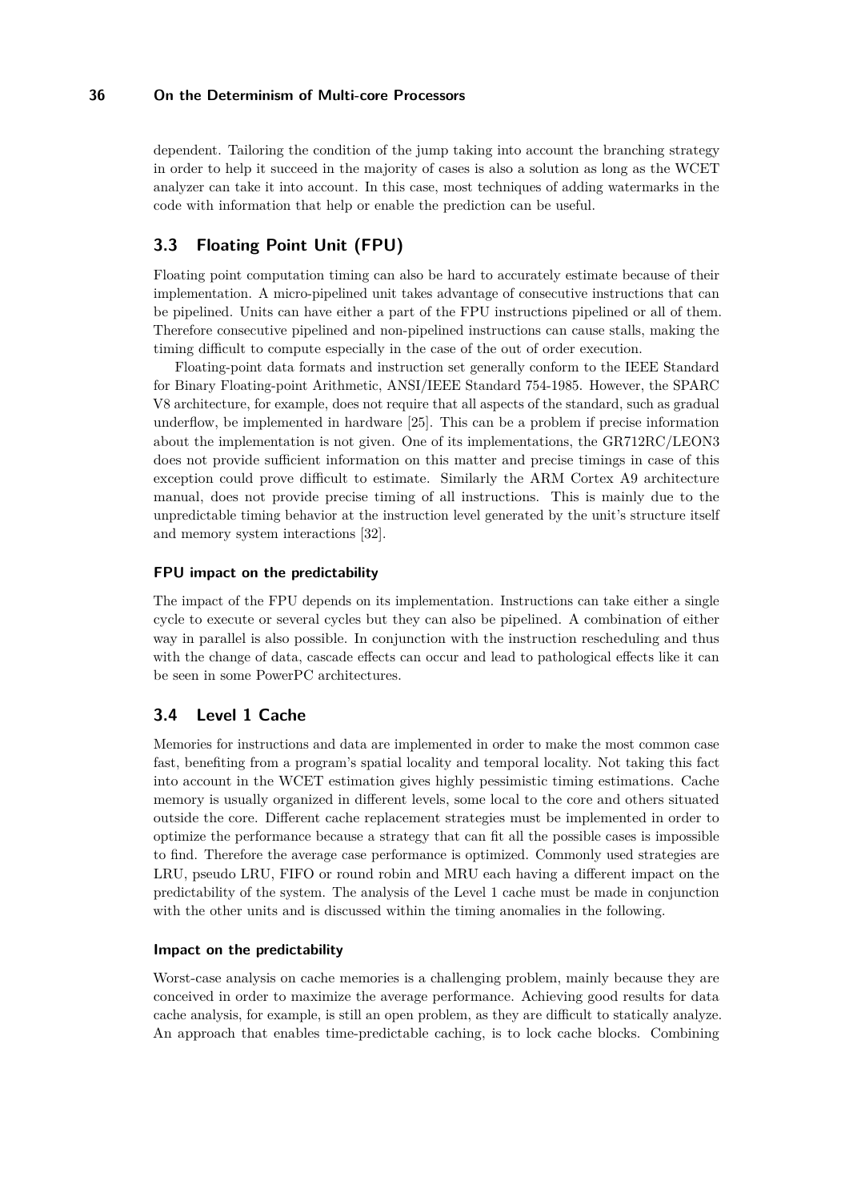dependent. Tailoring the condition of the jump taking into account the branching strategy in order to help it succeed in the majority of cases is also a solution as long as the WCET analyzer can take it into account. In this case, most techniques of adding watermarks in the code with information that help or enable the prediction can be useful.

## 3.3 Floating Point Unit (FPU)

Floating point computation timing can also be hard to accurately estimate because of their implementation. A micro-pipelined unit takes advantage of consecutive instructions that can be pipelined. Units can have either a part of the FPU instructions pipelined or all of them. Therefore consecutive pipelined and non-pipelined instructions can cause stalls, making the timing difficult to compute especially in the case of the out of order execution.

Floating-point data formats and instruction set generally conform to the IEEE Standard for Binary Floating-point Arithmetic, ANSI/IEEE Standard 754-1985. However, the SPARC V8 architecture, for example, does not require that all aspects of the standard, such as gradual underflow, be implemented in hardware [25]. This can be a problem if precise information about the implementation is not given. One of its implementations, the GR712RC/LEON3 does not provide sufficient information on this matter and precise timings in case of this exception could prove difficult to estimate. Similarly the ARM Cortex A9 architecture manual, does not provide precise timing of all instructions. This is mainly due to the unpredictable timing behavior at the instruction level generated by the unit's structure itself and memory system interactions [32].

#### FPU impact on the predictability

The impact of the FPU depends on its implementation. Instructions can take either a single cycle to execute or several cycles but they can also be pipelined. A combination of either way in parallel is also possible. In conjunction with the instruction rescheduling and thus with the change of data, cascade effects can occur and lead to pathological effects like it can be seen in some PowerPC architectures.

## 3.4 Level 1 Cache

Memories for instructions and data are implemented in order to make the most common case fast, benefiting from a program's spatial locality and temporal locality. Not taking this fact into account in the WCET estimation gives highly pessimistic timing estimations. Cache memory is usually organized in different levels, some local to the core and others situated outside the core. Different cache replacement strategies must be implemented in order to optimize the performance because a strategy that can fit all the possible cases is impossible to find. Therefore the average case performance is optimized. Commonly used strategies are LRU, pseudo LRU, FIFO or round robin and MRU each having a different impact on the predictability of the system. The analysis of the Level 1 cache must be made in conjunction with the other units and is discussed within the timing anomalies in the following.

#### Impact on the predictability

Worst-case analysis on cache memories is a challenging problem, mainly because they are conceived in order to maximize the average performance. Achieving good results for data cache analysis, for example, is still an open problem, as they are difficult to statically analyze. An approach that enables time-predictable caching, is to lock cache blocks. Combining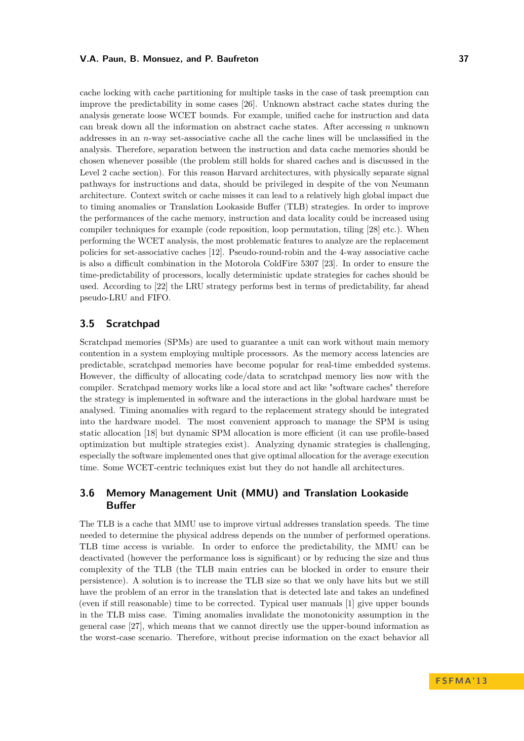cache locking with cache partitioning for multiple tasks in the case of task preemption can improve the predictability in some cases [26]. Unknown abstract cache states during the analysis generate loose WCET bounds. For example, unified cache for instruction and data can break down all the information on abstract cache states. After accessing $n$ unknown addresses in an $n$-way set-associative cache all the cache lines will be unclassified in the analysis. Therefore, separation between the instruction and data cache memories should be chosen whenever possible (the problem still holds for shared caches and is discussed in the Level 2 cache section). For this reason Harvard architectures, with physically separate signal pathways for instructions and data, should be privileged in despite of the von Neumann architecture. Context switch or cache misses it can lead to a relatively high global impact due to timing anomalies or Translation Lookaside Buffer (TLB) strategies. In order to improve the performances of the cache memory, instruction and data locality could be increased using compiler techniques for example (code reposition, loop permutation, tiling [28] etc.). When performing the WCET analysis, the most problematic features to analyze are the replacement policies for set-associative caches [12]. Pseudo-round-robin and the 4-way associative cache is also a difficult combination in the Motorola ColdFire 5307 [23]. In order to ensure the time-predictability of processors, locally deterministic update strategies for caches should be used. According to [22] the LRU strategy performs best in terms of predictability, far ahead pseudo-LRU and FIFO.

## 3.5 Scratchpad

Scratchpad memories (SPMs) are used to guarantee a unit can work without main memory contention in a system employing multiple processors. As the memory access latencies are predictable, scratchpad memories have become popular for real-time embedded systems. However, the difficulty of allocating code/data to scratchpad memory lies now with the compiler. Scratchpad memory works like a local store and act like "software caches" therefore the strategy is implemented in software and the interactions in the global hardware must be analysed. Timing anomalies with regard to the replacement strategy should be integrated into the hardware model. The most convenient approach to manage the SPM is using static allocation [18] but dynamic SPM allocation is more efficient (it can use profile-based optimization but multiple strategies exist). Analyzing dynamic strategies is challenging, especially the software implemented ones that give optimal allocation for the average execution time. Some WCET-centric techniques exist but they do not handle all architectures.

## 3.6 Memory Management Unit (MMU) and Translation Lookaside Buffer

The TLB is a cache that MMU use to improve virtual addresses translation speeds. The time needed to determine the physical address depends on the number of performed operations. TLB time access is variable. In order to enforce the predictability, the MMU can be deactivated (however the performance loss is significant) or by reducing the size and thus complexity of the TLB (the TLB main entries can be blocked in order to ensure their persistence). A solution is to increase the TLB size so that we only have hits but we still have the problem of an error in the translation that is detected late and takes an undefined (even if still reasonable) time to be corrected. Typical user manuals [1] give upper bounds in the TLB miss case. Timing anomalies invalidate the monotonicity assumption in the general case [27], which means that we cannot directly use the upper-bound information as the worst-case scenario. Therefore, without precise information on the exact behavior all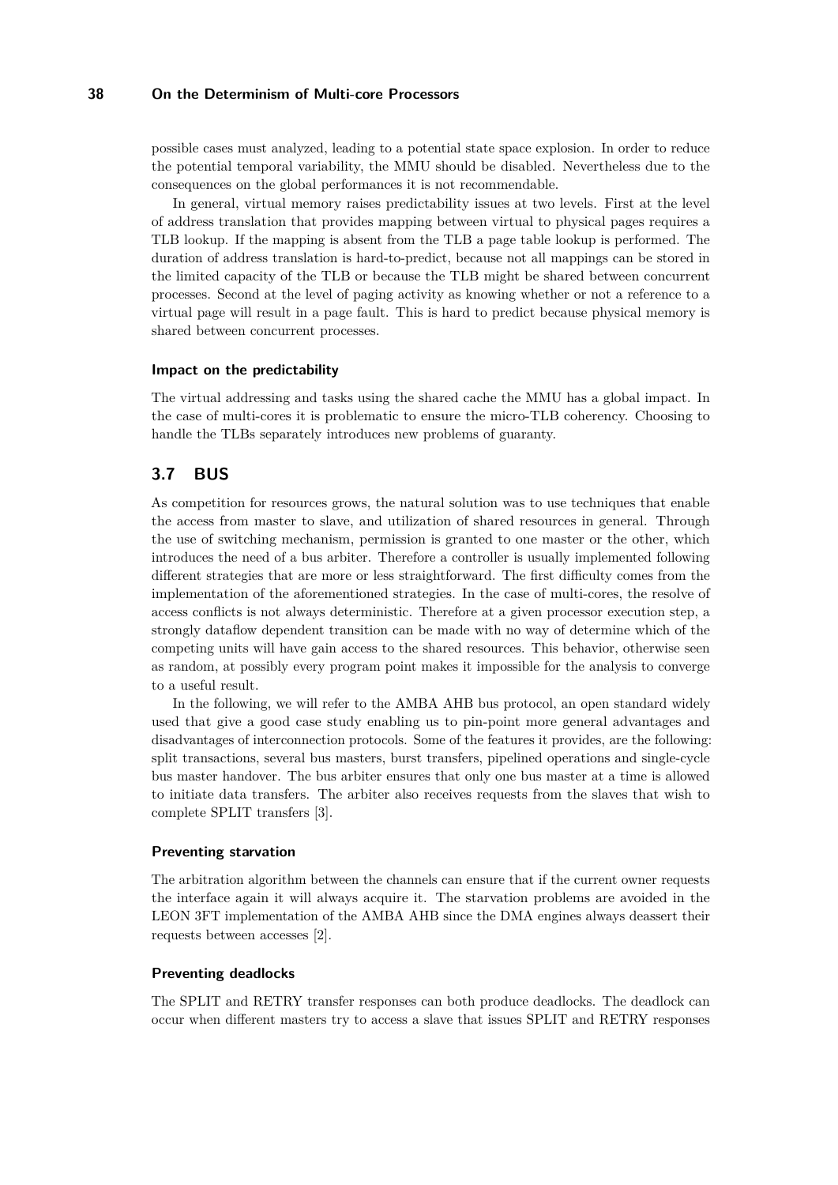possible cases must analyzed, leading to a potential state space explosion. In order to reduce the potential temporal variability, the MMU should be disabled. Nevertheless due to the consequences on the global performances it is not recommendable.

In general, virtual memory raises predictability issues at two levels. First at the level of address translation that provides mapping between virtual to physical pages requires a TLB lookup. If the mapping is absent from the TLB a page table lookup is performed. The duration of address translation is hard-to-predict, because not all mappings can be stored in the limited capacity of the TLB or because the TLB might be shared between concurrent processes. Second at the level of paging activity as knowing whether or not a reference to a virtual page will result in a page fault. This is hard to predict because physical memory is shared between concurrent processes.

#### Impact on the predictability

The virtual addressing and tasks using the shared cache the MMU has a global impact. In the case of multi-cores it is problematic to ensure the micro-TLB coherency. Choosing to handle the TLBs separately introduces new problems of guaranty.

## 3.7 BUS

As competition for resources grows, the natural solution was to use techniques that enable the access from master to slave, and utilization of shared resources in general. Through the use of switching mechanism, permission is granted to one master or the other, which introduces the need of a bus arbiter. Therefore a controller is usually implemented following different strategies that are more or less straightforward. The first difficulty comes from the implementation of the aforementioned strategies. In the case of multi-cores, the resolve of access conflicts is not always deterministic. Therefore at a given processor execution step, a strongly dataflow dependent transition can be made with no way of determine which of the competing units will have gain access to the shared resources. This behavior, otherwise seen as random, at possibly every program point makes it impossible for the analysis to converge to a useful result.

In the following, we will refer to the AMBA AHB bus protocol, an open standard widely used that give a good case study enabling us to pin-point more general advantages and disadvantages of interconnection protocols. Some of the features it provides, are the following: split transactions, several bus masters, burst transfers, pipelined operations and single-cycle bus master handover. The bus arbiter ensures that only one bus master at a time is allowed to initiate data transfers. The arbiter also receives requests from the slaves that wish to complete SPLIT transfers [3].

#### Preventing starvation

The arbitration algorithm between the channels can ensure that if the current owner requests the interface again it will always acquire it. The starvation problems are avoided in the LEON 3FT implementation of the AMBA AHB since the DMA engines always deassert their requests between accesses [2].

#### Preventing deadlocks

The SPLIT and RETRY transfer responses can both produce deadlocks. The deadlock can occur when different masters try to access a slave that issues SPLIT and RETRY responses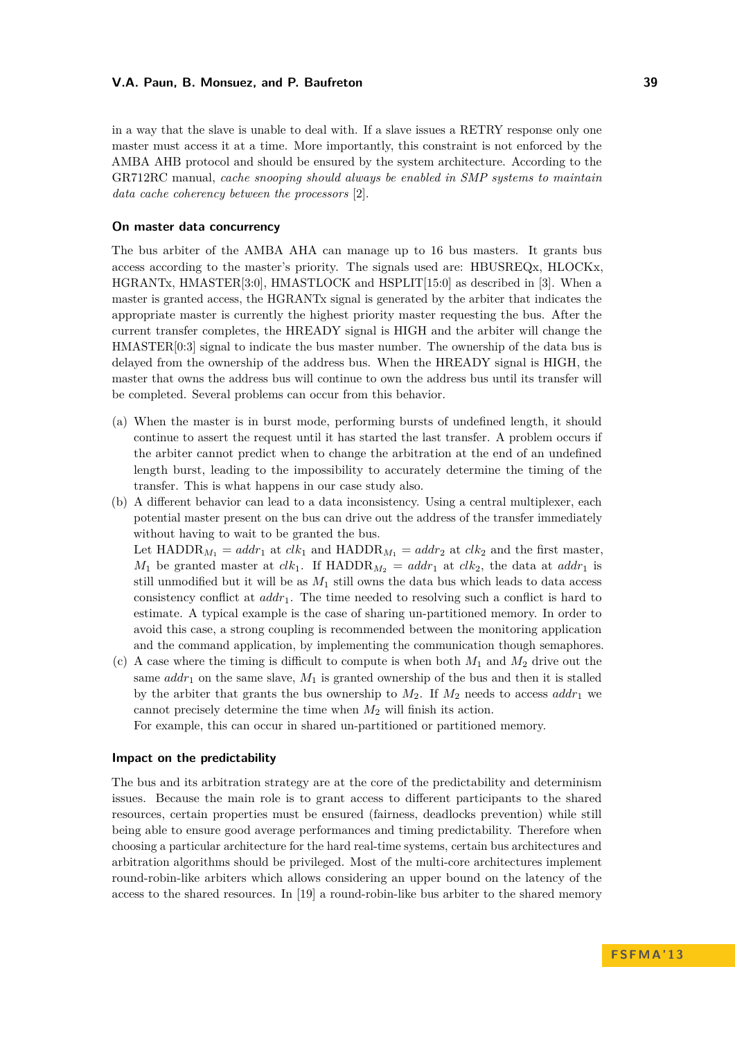in a way that the slave is unable to deal with. If a slave issues a RETRY response only one master must access it at a time. More importantly, this constraint is not enforced by the AMBA AHB protocol and should be ensured by the system architecture. According to the GR712RC manual, *cache snooping should always be enabled in SMP systems to maintain data cache coherency between the processors* [2].

### On master data concurrency

The bus arbiter of the AMBA AHA can manage up to 16 bus masters. It grants bus access according to the master's priority. The signals used are: HBUSREQx, HLOCKx, HGRANTx, HMASTER[3:0], HMASTLOCK and HSPLIT[15:0] as described in [3]. When a master is granted access, the HGRANTx signal is generated by the arbiter that indicates the appropriate master is currently the highest priority master requesting the bus. After the current transfer completes, the HREADY signal is HIGH and the arbiter will change the HMASTER[0:3] signal to indicate the bus master number. The ownership of the data bus is delayed from the ownership of the address bus. When the HREADY signal is HIGH, the master that owns the address bus will continue to own the address bus until its transfer will be completed. Several problems can occur from this behavior.

(a) When the master is in burst mode, performing bursts of undefined length, it should continue to assert the request until it has started the last transfer. A problem occurs if the arbiter cannot predict when to change the arbitration at the end of an undefined length burst, leading to the impossibility to accurately determine the timing of the transfer. This is what happens in our case study also.

(b) A different behavior can lead to a data inconsistency. Using a central multiplexer, each potential master present on the bus can drive out the address of the transfer immediately without having to wait to be granted the bus.
Let $\text{HADDR}_{M_1} = addr_1$ at $clk_1$ and $\text{HADDR}_{M_1} = addr_2$ at $clk_2$ and the first master, $M_1$ be granted master at $clk_1$. If $\text{HADDR}_{M_2} = addr_1$ at $clk_2$, the data at $addr_1$ is still unmodified but it will be as $M_1$ still owns the data bus which leads to data access consistency conflict at $addr_1$. The time needed to resolving such a conflict is hard to estimate. A typical example is the case of sharing un-partitioned memory. In order to avoid this case, a strong coupling is recommended between the monitoring application and the command application, by implementing the communication though semaphores.

(c) A case where the timing is difficult to compute is when both $M_1$ and $M_2$ drive out the same $addr_1$ on the same slave, $M_1$ is granted ownership of the bus and then it is stalled by the arbiter that grants the bus ownership to $M_2$. If $M_2$ needs to access $addr_1$ we cannot precisely determine the time when $M_2$ will finish its action.
For example, this can occur in shared un-partitioned or partitioned memory.

### Impact on the predictability

The bus and its arbitration strategy are at the core of the predictability and determinism issues. Because the main role is to grant access to different participants to the shared resources, certain properties must be ensured (fairness, deadlocks prevention) while still being able to ensure good average performances and timing predictability. Therefore when choosing a particular architecture for the hard real-time systems, certain bus architectures and arbitration algorithms should be privileged. Most of the multi-core architectures implement round-robin-like arbiters which allows considering an upper bound on the latency of the access to the shared resources. In [19] a round-robin-like bus arbiter to the shared memory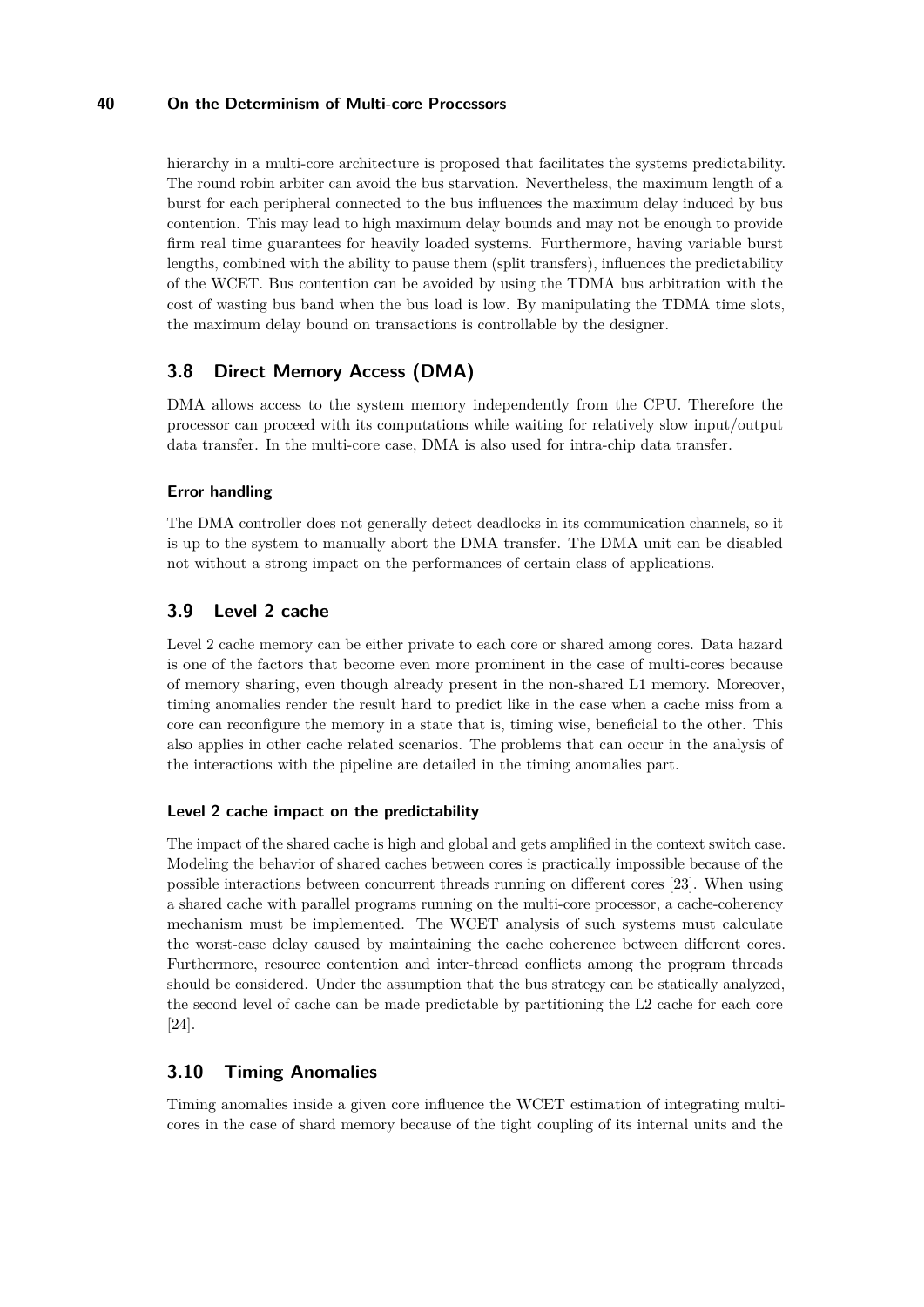hierarchy in a multi-core architecture is proposed that facilitates the systems predictability. The round robin arbiter can avoid the bus starvation. Nevertheless, the maximum length of a burst for each peripheral connected to the bus influences the maximum delay induced by bus contention. This may lead to high maximum delay bounds and may not be enough to provide firm real time guarantees for heavily loaded systems. Furthermore, having variable burst lengths, combined with the ability to pause them (split transfers), influences the predictability of the WCET. Bus contention can be avoided by using the TDMA bus arbitration with the cost of wasting bus band when the bus load is low. By manipulating the TDMA time slots, the maximum delay bound on transactions is controllable by the designer.

## 3.8 Direct Memory Access (DMA)

DMA allows access to the system memory independently from the CPU. Therefore the processor can proceed with its computations while waiting for relatively slow input/output data transfer. In the multi-core case, DMA is also used for intra-chip data transfer.

#### Error handling

The DMA controller does not generally detect deadlocks in its communication channels, so it is up to the system to manually abort the DMA transfer. The DMA unit can be disabled not without a strong impact on the performances of certain class of applications.

## 3.9 Level 2 cache

Level 2 cache memory can be either private to each core or shared among cores. Data hazard is one of the factors that become even more prominent in the case of multi-cores because of memory sharing, even though already present in the non-shared L1 memory. Moreover, timing anomalies render the result hard to predict like in the case when a cache miss from a core can reconfigure the memory in a state that is, timing wise, beneficial to the other. This also applies in other cache related scenarios. The problems that can occur in the analysis of the interactions with the pipeline are detailed in the timing anomalies part.

#### Level 2 cache impact on the predictability

The impact of the shared cache is high and global and gets amplified in the context switch case. Modeling the behavior of shared caches between cores is practically impossible because of the possible interactions between concurrent threads running on different cores [23]. When using a shared cache with parallel programs running on the multi-core processor, a cache-coherency mechanism must be implemented. The WCET analysis of such systems must calculate the worst-case delay caused by maintaining the cache coherence between different cores. Furthermore, resource contention and inter-thread conflicts among the program threads should be considered. Under the assumption that the bus strategy can be statically analyzed, the second level of cache can be made predictable by partitioning the L2 cache for each core [24].

## 3.10 Timing Anomalies

Timing anomalies inside a given core influence the WCET estimation of integrating multi-cores in the case of shard memory because of the tight coupling of its internal units and the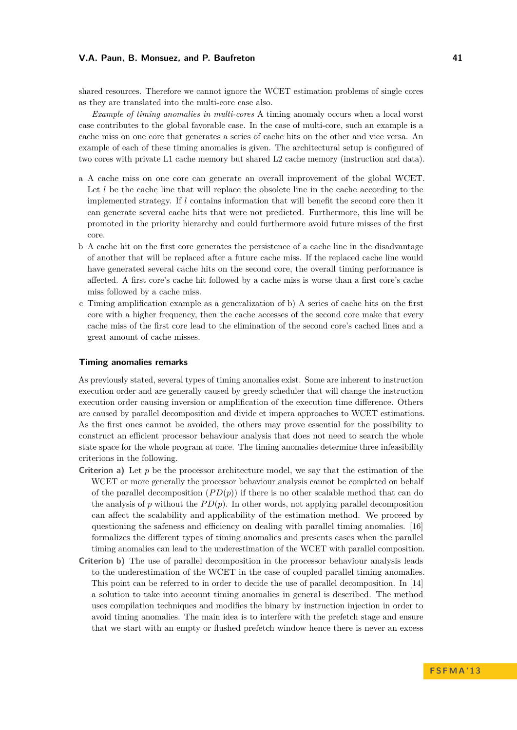shared resources. Therefore we cannot ignore the WCET estimation problems of single cores as they are translated into the multi-core case also.

*Example of timing anomalies in multi-cores* A timing anomaly occurs when a local worst case contributes to the global favorable case. In the case of multi-core, such an example is a cache miss on one core that generates a series of cache hits on the other and vice versa. An example of each of these timing anomalies is given. The architectural setup is configured of two cores with private L1 cache memory but shared L2 cache memory (instruction and data).

a A cache miss on one core can generate an overall improvement of the global WCET. Let $l$ be the cache line that will replace the obsolete line in the cache according to the implemented strategy. If $l$ contains information that will benefit the second core then it can generate several cache hits that were not predicted. Furthermore, this line will be promoted in the priority hierarchy and could furthermore avoid future misses of the first core.

b A cache hit on the first core generates the persistence of a cache line in the disadvantage of another that will be replaced after a future cache miss. If the replaced cache line would have generated several cache hits on the second core, the overall timing performance is affected. A first core's cache hit followed by a cache miss is worse than a first core's cache miss followed by a cache miss.

c Timing amplification example as a generalization of b) A series of cache hits on the first core with a higher frequency, then the cache accesses of the second core make that every cache miss of the first core lead to the elimination of the second core's cached lines and a great amount of cache misses.

### Timing anomalies remarks

As previously stated, several types of timing anomalies exist. Some are inherent to instruction execution order and are generally caused by greedy scheduler that will change the instruction execution order causing inversion or amplification of the execution time difference. Others are caused by parallel decomposition and divide et impera approaches to WCET estimations. As the first ones cannot be avoided, the others may prove essential for the possibility to construct an efficient processor behaviour analysis that does not need to search the whole state space for the whole program at once. The timing anomalies determine three infeasibility criterions in the following.

**Criterion a)** Let $p$ be the processor architecture model, we say that the estimation of the WCET or more generally the processor behaviour analysis cannot be completed on behalf of the parallel decomposition ($PD(p)$) if there is no other scalable method that can do the analysis of $p$ without the $PD(p)$. In other words, not applying parallel decomposition can affect the scalability and applicability of the estimation method. We proceed by questioning the safeness and efficiency on dealing with parallel timing anomalies. [16] formalizes the different types of timing anomalies and presents cases when the parallel timing anomalies can lead to the underestimation of the WCET with parallel composition.

**Criterion b)** The use of parallel decomposition in the processor behaviour analysis leads to the underestimation of the WCET in the case of coupled parallel timing anomalies. This point can be referred to in order to decide the use of parallel decomposition. In [14] a solution to take into account timing anomalies in general is described. The method uses compilation techniques and modifies the binary by instruction injection in order to avoid timing anomalies. The main idea is to interfere with the prefetch stage and ensure that we start with an empty or flushed prefetch window hence there is never an excess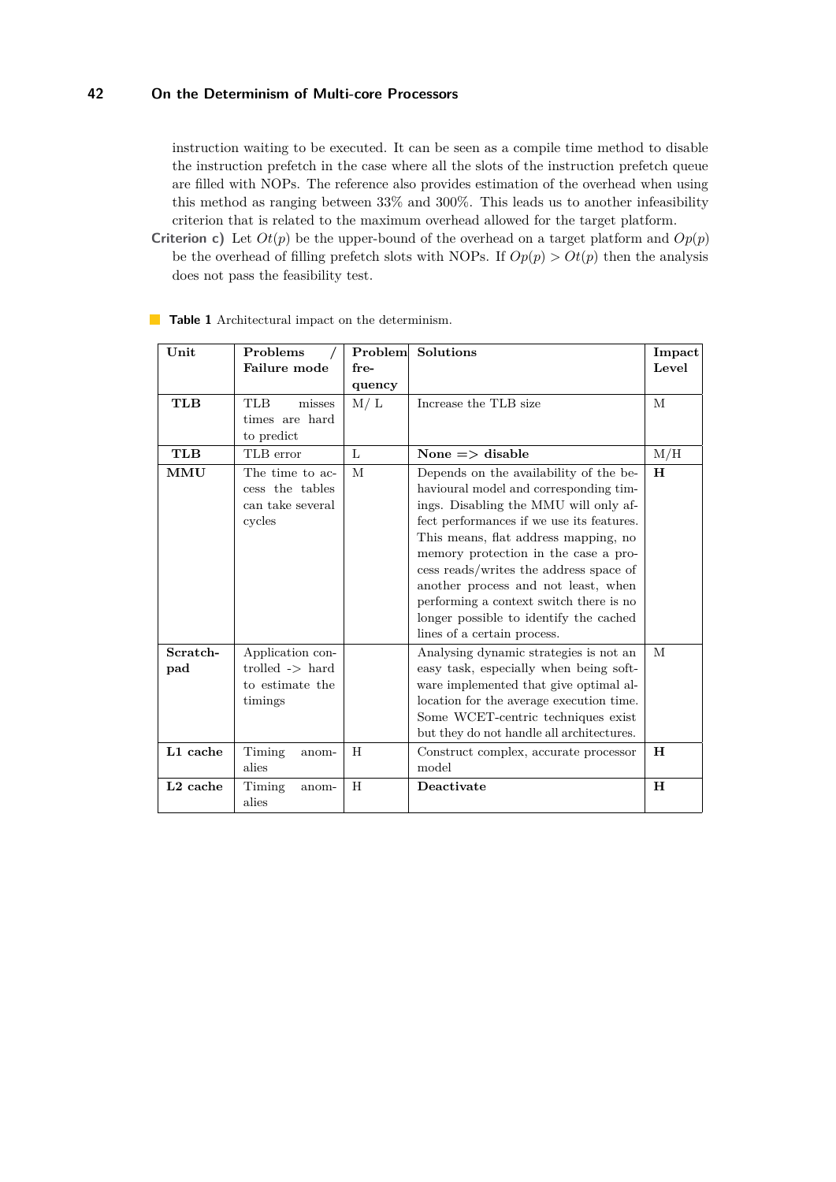instruction waiting to be executed. It can be seen as a compile time method to disable the instruction prefetch in the case where all the slots of the instruction prefetch queue are filled with NOPs. The reference also provides estimation of the overhead when using this method as ranging between 33% and 300%. This leads us to another infeasibility criterion that is related to the maximum overhead allowed for the target platform.

**Criterion c)** Let $Ot(p)$ be the upper-bound of the overhead on a target platform and $Op(p)$ be the overhead of filling prefetch slots with NOPs. If $Op(p) > Ot(p)$ then the analysis does not pass the feasibility test.

**Table 1** Architectural impact on the determinism.

| Unit | Problems / Failure mode | Problem frequency | Solutions | Impact Level |
|---|---|---|---|---|
| **TLB** | TLB misses times are hard to predict | M/ L | Increase the TLB size | M |
| **TLB** | TLB error | L | **None => disable** | M/H |
| **MMU** | The time to access the tables can take several cycles | M | Depends on the availability of the behavioural model and corresponding timings. Disabling the MMU will only affect performances if we use its features. This means, flat address mapping, no memory protection in the case a process reads/writes the address space of another process and not least, when performing a context switch there is no longer possible to identify the cached lines of a certain process. | **H** |
| **Scratch-pad** | Application controlled -> hard to estimate the timings | | Analysing dynamic strategies is not an easy task, especially when being software implemented that give optimal allocation for the average execution time. Some WCET-centric techniques exist but they do not handle all architectures. | M |
| **L1 cache** | Timing anomalies | H | Construct complex, accurate processor model | **H** |
| **L2 cache** | Timing anomalies | H | **Deactivate** | **H** |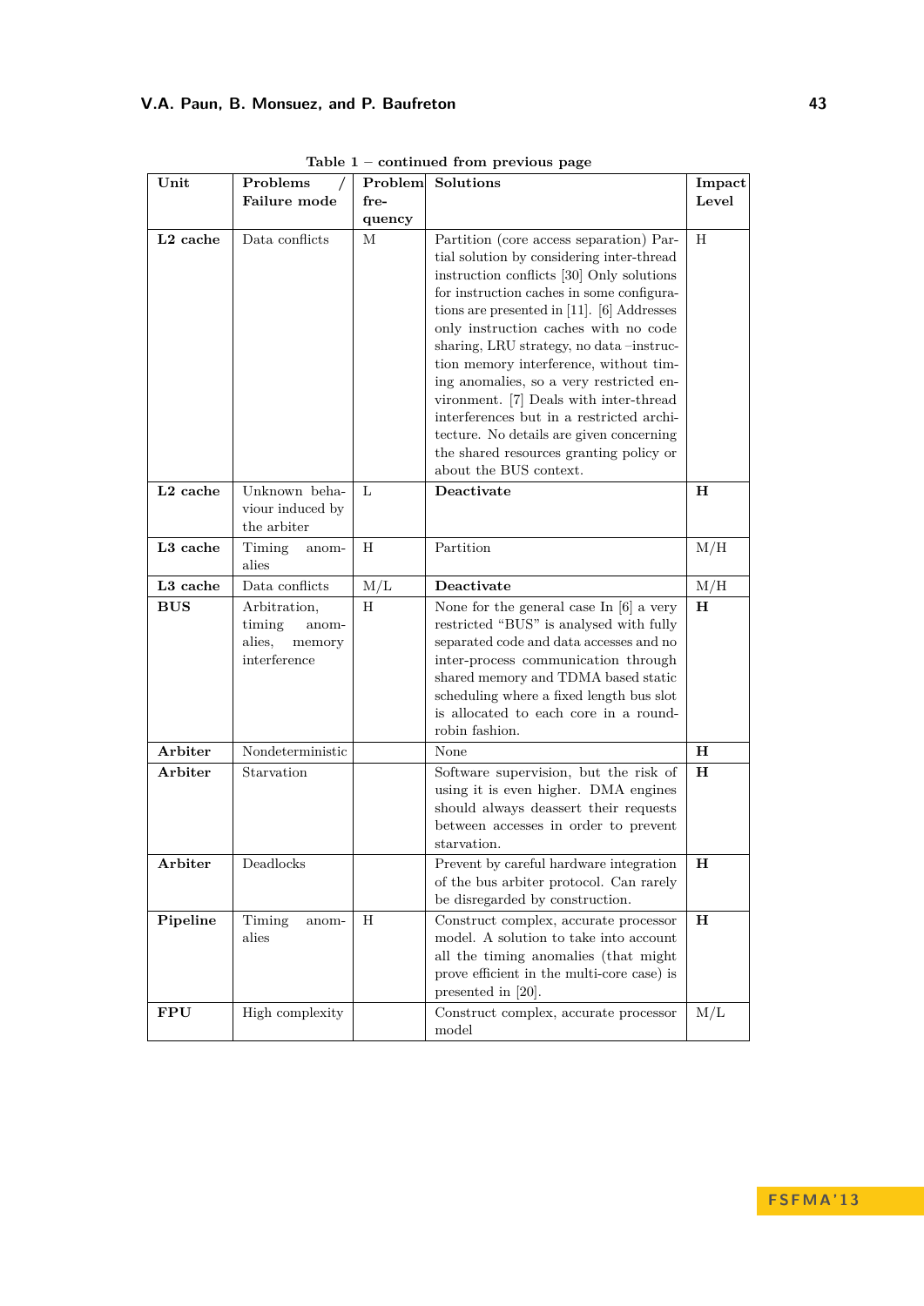Table 1 – continued from previous page

| Unit | Problems / Failure mode | Problem frequency | Solutions | Impact Level |
|---|---|---|---|---|
| **L2 cache** | Data conflicts | M | Partition (core access separation) Partial solution by considering inter-thread instruction conflicts [30] Only solutions for instruction caches in some configurations are presented in [11]. [6] Addresses only instruction caches with no code sharing, LRU strategy, no data –instruction memory interference, without timing anomalies, so a very restricted environment. [7] Deals with inter-thread interferences but in a restricted architecture. No details are given concerning the shared resources granting policy or about the BUS context. | H |
| **L2 cache** | Unknown behaviour induced by the arbiter | L | **Deactivate** | **H** |
| **L3 cache** | Timing anomalies | H | Partition | M/H |
| **L3 cache** | Data conflicts | M/L | **Deactivate** | M/H |
| **BUS** | Arbitration, timing anomalies, memory interference | H | None for the general case In [6] a very restricted "BUS" is analysed with fully separated code and data accesses and no inter-process communication through shared memory and TDMA based static scheduling where a fixed length bus slot is allocated to each core in a round-robin fashion. | **H** |
| **Arbiter** | Nondeterministic | | None | **H** |
| **Arbiter** | Starvation | | Software supervision, but the risk of using it is even higher. DMA engines should always deassert their requests between accesses in order to prevent starvation. | **H** |
| **Arbiter** | Deadlocks | | Prevent by careful hardware integration of the bus arbiter protocol. Can rarely be disregarded by construction. | **H** |
| **Pipeline** | Timing anomalies | H | Construct complex, accurate processor model. A solution to take into account all the timing anomalies (that might prove efficient in the multi-core case) is presented in [20]. | **H** |
| **FPU** | High complexity | | Construct complex, accurate processor model | M/L |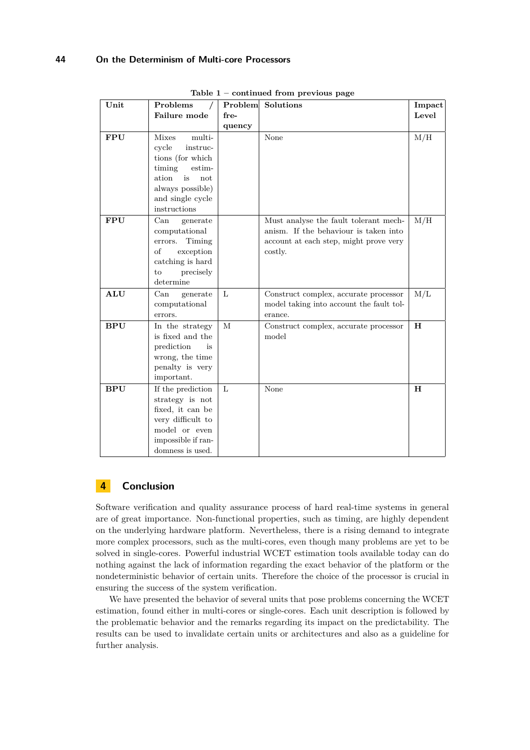Table 1 – continued from previous page

| Unit | Problems / Failure mode | Problem frequency | Solutions | Impact Level |
|---|---|---|---|---|
| **FPU** | Mixes multi-cycle instructions (for which timing estimation is not always possible) and single cycle instructions | | None | M/H |
| **FPU** | Can generate computational errors. Timing of exception catching is hard to precisely determine | | Must analyse the fault tolerant mechanism. If the behaviour is taken into account at each step, might prove very costly. | M/H |
| **ALU** | Can generate computational errors. | L | Construct complex, accurate processor model taking into account the fault tolerance. | M/L |
| **BPU** | In the strategy is fixed and the prediction is wrong, the time penalty is very important. | M | Construct complex, accurate processor model | **H** |
| **BPU** | If the prediction strategy is not fixed, it can be very difficult to model or even impossible if randomness is used. | L | None | **H** |

## 4 Conclusion

Software verification and quality assurance process of hard real-time systems in general are of great importance. Non-functional properties, such as timing, are highly dependent on the underlying hardware platform. Nevertheless, there is a rising demand to integrate more complex processors, such as the multi-cores, even though many problems are yet to be solved in single-cores. Powerful industrial WCET estimation tools available today can do nothing against the lack of information regarding the exact behavior of the platform or the nondeterministic behavior of certain units. Therefore the choice of the processor is crucial in ensuring the success of the system verification.

We have presented the behavior of several units that pose problems concerning the WCET estimation, found either in multi-cores or single-cores. Each unit description is followed by the problematic behavior and the remarks regarding its impact on the predictability. The results can be used to invalidate certain units or architectures and also as a guideline for further analysis.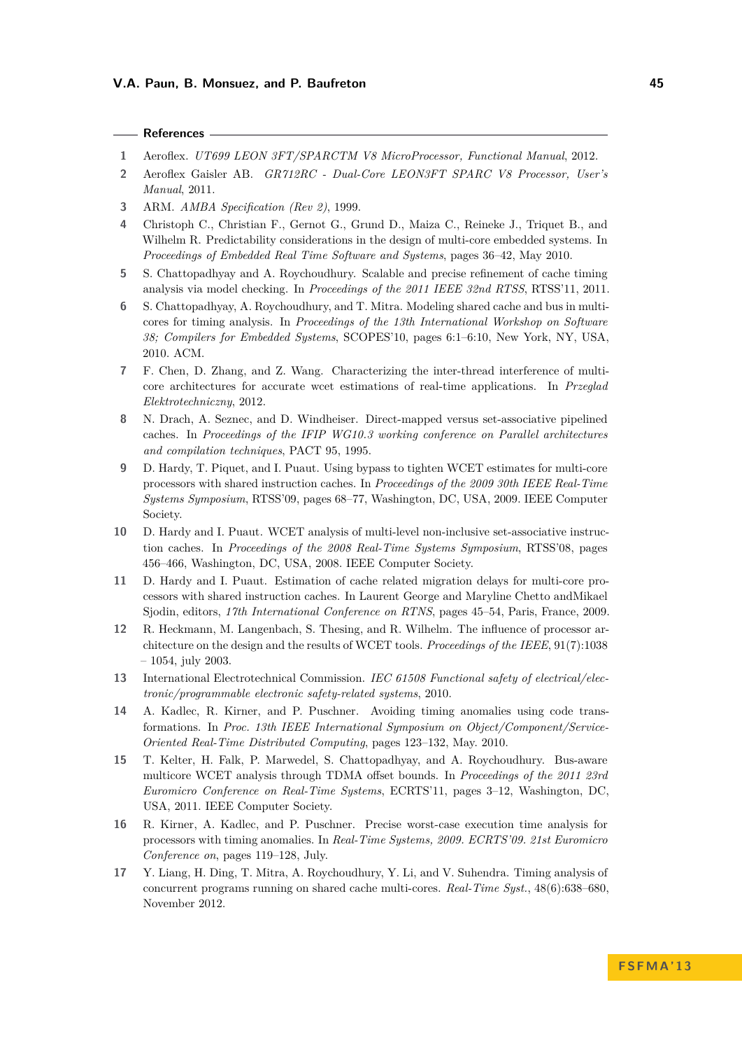## References

1. Aeroflex. *UT699 LEON 3FT/SPARCTM V8 MicroProcessor, Functional Manual*, 2012.
2. Aeroflex Gaisler AB. *GR712RC - Dual-Core LEON3FT SPARC V8 Processor, User's Manual*, 2011.
3. ARM. *AMBA Specification (Rev 2)*, 1999.
4. Christoph C., Christian F., Gernot G., Grund D., Maiza C., Reineke J., Triquet B., and Wilhelm R. Predictability considerations in the design of multi-core embedded systems. In *Proceedings of Embedded Real Time Software and Systems*, pages 36–42, May 2010.
5. S. Chattopadhyay and A. Roychoudhury. Scalable and precise refinement of cache timing analysis via model checking. In *Proceedings of the 2011 IEEE 32nd RTSS*, RTSS'11, 2011.
6. S. Chattopadhyay, A. Roychoudhury, and T. Mitra. Modeling shared cache and bus in multicores for timing analysis. In *Proceedings of the 13th International Workshop on Software 38; Compilers for Embedded Systems*, SCOPES'10, pages 6:1–6:10, New York, NY, USA, 2010. ACM.
7. F. Chen, D. Zhang, and Z. Wang. Characterizing the inter-thread interference of multicore architectures for accurate wcet estimations of real-time applications. In *Przeglad Elektrotechniczny*, 2012.
8. N. Drach, A. Seznec, and D. Windheiser. Direct-mapped versus set-associative pipelined caches. In *Proceedings of the IFIP WG10.3 working conference on Parallel architectures and compilation techniques*, PACT 95, 1995.
9. D. Hardy, T. Piquet, and I. Puaut. Using bypass to tighten WCET estimates for multi-core processors with shared instruction caches. In *Proceedings of the 2009 30th IEEE Real-Time Systems Symposium*, RTSS'09, pages 68–77, Washington, DC, USA, 2009. IEEE Computer Society.
10. D. Hardy and I. Puaut. WCET analysis of multi-level non-inclusive set-associative instruction caches. In *Proceedings of the 2008 Real-Time Systems Symposium*, RTSS'08, pages 456–466, Washington, DC, USA, 2008. IEEE Computer Society.
11. D. Hardy and I. Puaut. Estimation of cache related migration delays for multi-core processors with shared instruction caches. In Laurent George and Maryline Chetto andMikael Sjodin, editors, *17th International Conference on RTNS*, pages 45–54, Paris, France, 2009.
12. R. Heckmann, M. Langenbach, S. Thesing, and R. Wilhelm. The influence of processor architecture on the design and the results of WCET tools. *Proceedings of the IEEE*, 91(7):1038 – 1054, july 2003.
13. International Electrotechnical Commission. *IEC 61508 Functional safety of electrical/electronic/programmable electronic safety-related systems*, 2010.
14. A. Kadlec, R. Kirner, and P. Puschner. Avoiding timing anomalies using code transformations. In *Proc. 13th IEEE International Symposium on Object/Component/Service-Oriented Real-Time Distributed Computing*, pages 123–132, May. 2010.
15. T. Kelter, H. Falk, P. Marwedel, S. Chattopadhyay, and A. Roychoudhury. Bus-aware multicore WCET analysis through TDMA offset bounds. In *Proceedings of the 2011 23rd Euromicro Conference on Real-Time Systems*, ECRTS'11, pages 3–12, Washington, DC, USA, 2011. IEEE Computer Society.
16. R. Kirner, A. Kadlec, and P. Puschner. Precise worst-case execution time analysis for processors with timing anomalies. In *Real-Time Systems, 2009. ECRTS'09. 21st Euromicro Conference on*, pages 119–128, July.
17. Y. Liang, H. Ding, T. Mitra, A. Roychoudhury, Y. Li, and V. Suhendra. Timing analysis of concurrent programs running on shared cache multi-cores. *Real-Time Syst.*, 48(6):638–680, November 2012.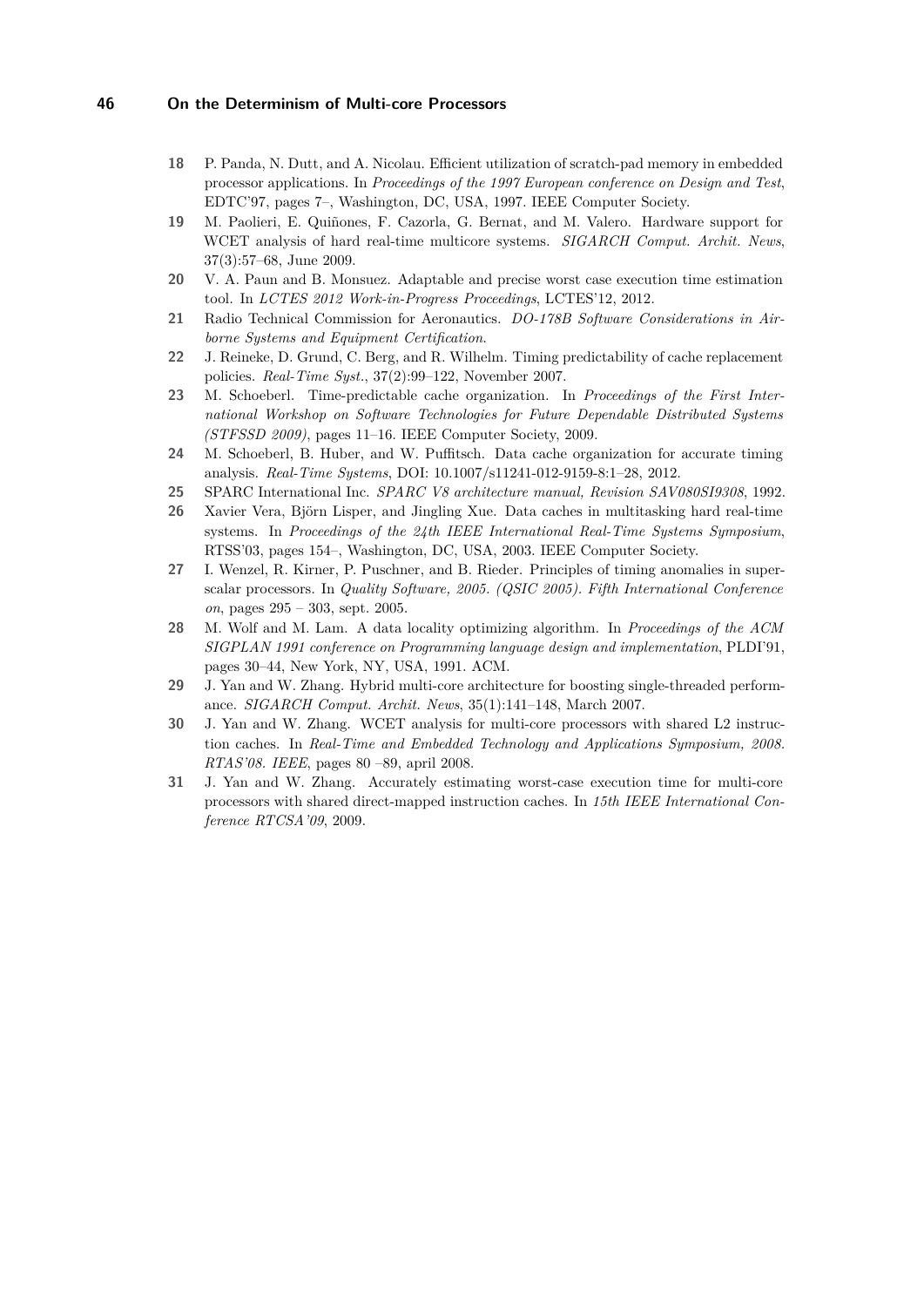18 P. Panda, N. Dutt, and A. Nicolau. Efficient utilization of scratch-pad memory in embedded processor applications. In *Proceedings of the 1997 European conference on Design and Test*, EDTC'97, pages 7–, Washington, DC, USA, 1997. IEEE Computer Society.

19 M. Paolieri, E. Quiñones, F. Cazorla, G. Bernat, and M. Valero. Hardware support for WCET analysis of hard real-time multicore systems. *SIGARCH Comput. Archit. News*, 37(3):57–68, June 2009.

20 V. A. Paun and B. Monsuez. Adaptable and precise worst case execution time estimation tool. In *LCTES 2012 Work-in-Progress Proceedings*, LCTES'12, 2012.

21 Radio Technical Commission for Aeronautics. *DO-178B Software Considerations in Airborne Systems and Equipment Certification*.

22 J. Reineke, D. Grund, C. Berg, and R. Wilhelm. Timing predictability of cache replacement policies. *Real-Time Syst.*, 37(2):99–122, November 2007.

23 M. Schoeberl. Time-predictable cache organization. In *Proceedings of the First International Workshop on Software Technologies for Future Dependable Distributed Systems (STFSSD 2009)*, pages 11–16. IEEE Computer Society, 2009.

24 M. Schoeberl, B. Huber, and W. Puffitsch. Data cache organization for accurate timing analysis. *Real-Time Systems*, DOI: 10.1007/s11241-012-9159-8:1–28, 2012.

25 SPARC International Inc. *SPARC V8 architecture manual, Revision SAV080SI9308*, 1992.

26 Xavier Vera, Björn Lisper, and Jingling Xue. Data caches in multitasking hard real-time systems. In *Proceedings of the 24th IEEE International Real-Time Systems Symposium*, RTSS'03, pages 154–, Washington, DC, USA, 2003. IEEE Computer Society.

27 I. Wenzel, R. Kirner, P. Puschner, and B. Rieder. Principles of timing anomalies in superscalar processors. In *Quality Software, 2005. (QSIC 2005). Fifth International Conference on*, pages 295 – 303, sept. 2005.

28 M. Wolf and M. Lam. A data locality optimizing algorithm. In *Proceedings of the ACM SIGPLAN 1991 conference on Programming language design and implementation*, PLDI'91, pages 30–44, New York, NY, USA, 1991. ACM.

29 J. Yan and W. Zhang. Hybrid multi-core architecture for boosting single-threaded performance. *SIGARCH Comput. Archit. News*, 35(1):141–148, March 2007.

30 J. Yan and W. Zhang. WCET analysis for multi-core processors with shared L2 instruction caches. In *Real-Time and Embedded Technology and Applications Symposium, 2008. RTAS'08. IEEE*, pages 80 –89, april 2008.

31 J. Yan and W. Zhang. Accurately estimating worst-case execution time for multi-core processors with shared direct-mapped instruction caches. In *15th IEEE International Conference RTCSA'09*, 2009.